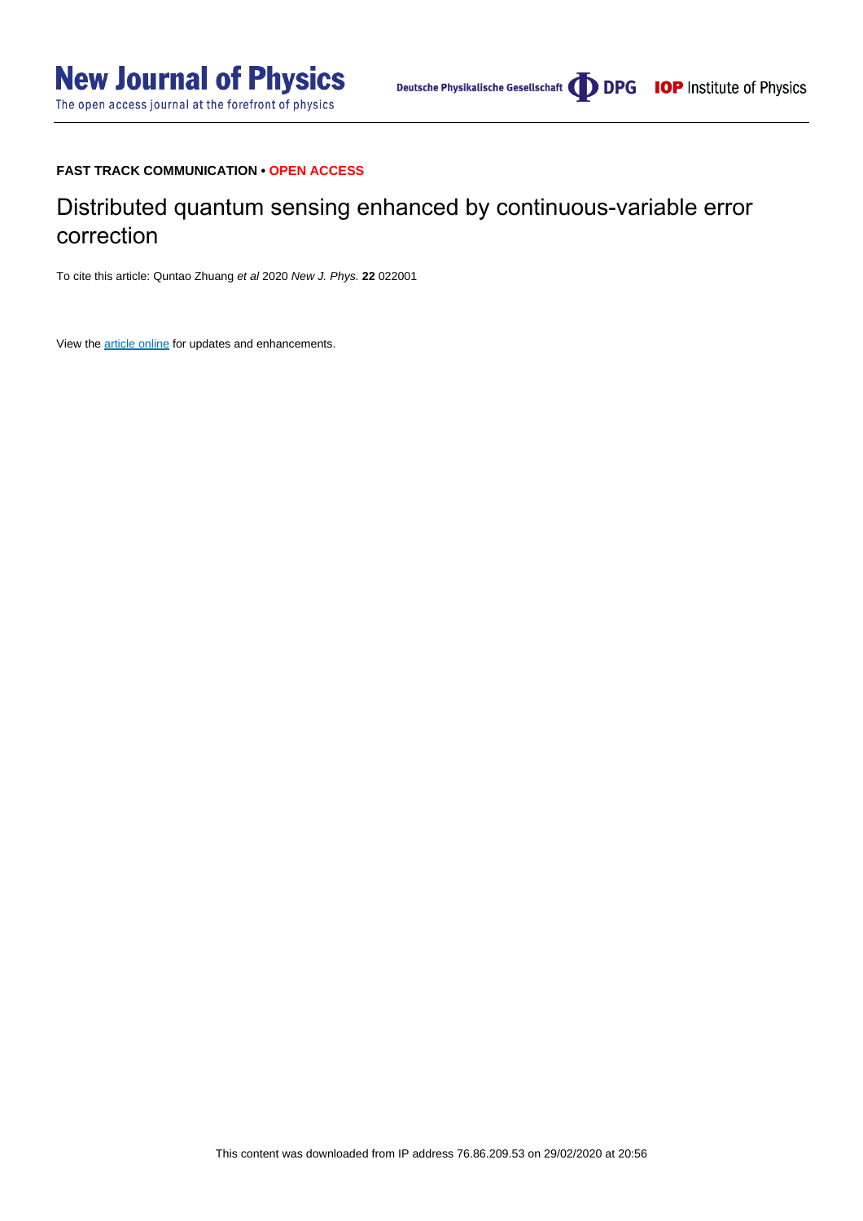**FAST TRACK COMMUNICATION • OPEN ACCESS**

# Distributed quantum sensing enhanced by continuous-variable error correction

To cite this article: Quntao Zhuang *et al* 2020 *New J. Phys.* **22** 022001

View the article online for updates and enhancements.

This content was downloaded from IP address 76.86.209.53 on 29/02/2020 at 20:56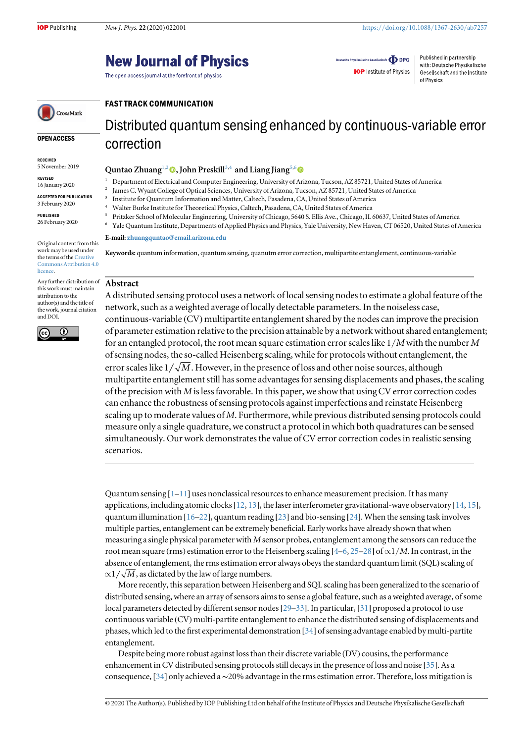FAST TRACK COMMUNICATION

# Distributed quantum sensing enhanced by continuous-variable error correction

**Quntao Zhuang**[1,2], **John Preskill**[3,4] and **Liang Jiang**[5,6]

[1] Department of Electrical and Computer Engineering, University of Arizona, Tucson, AZ 85721, United States of America
[2] James C. Wyant College of Optical Sciences, University of Arizona, Tucson, AZ 85721, United States of America
[3] Institute for Quantum Information and Matter, Caltech, Pasadena, CA, United States of America
[4] Walter Burke Institute for Theoretical Physics, Caltech, Pasadena, CA, United States of America
[5] Pritzker School of Molecular Engineering, University of Chicago, 5640 S. Ellis Ave., Chicago, IL 60637, United States of America
[6] Yale Quantum Institute, Departments of Applied Physics and Physics, Yale University, New Haven, CT 06520, United States of America

**E-mail:** zhuangquntao@email.arizona.edu

**Keywords:** quantum information, quantum sensing, quanutm error correction, multipartite entanglement, continuous-variable

OPEN ACCESS

RECEIVED
5 November 2019

REVISED
16 January 2020

ACCEPTED FOR PUBLICATION
3 February 2020

PUBLISHED
26 February 2020

Original content from this work may be used under the terms of the Creative Commons Attribution 4.0 licence.

Any further distribution of this work must maintain attribution to the author(s) and the title of the work, journal citation and DOI.

## Abstract

A distributed sensing protocol uses a network of local sensing nodes to estimate a global feature of the network, such as a weighted average of locally detectable parameters. In the noiseless case, continuous-variable (CV) multipartite entanglement shared by the nodes can improve the precision of parameter estimation relative to the precision attainable by a network without shared entanglement; for an entangled protocol, the root mean square estimation error scales like $1/M$ with the number $M$ of sensing nodes, the so-called Heisenberg scaling, while for protocols without entanglement, the error scales like $1/\sqrt{M}$. However, in the presence of loss and other noise sources, although multipartite entanglement still has some advantages for sensing displacements and phases, the scaling of the precision with $M$ is less favorable. In this paper, we show that using CV error correction codes can enhance the robustness of sensing protocols against imperfections and reinstate Heisenberg scaling up to moderate values of $M$. Furthermore, while previous distributed sensing protocols could measure only a single quadrature, we construct a protocol in which both quadratures can be sensed simultaneously. Our work demonstrates the value of CV error correction codes in realistic sensing scenarios.

Quantum sensing [1–11] uses nonclassical resources to enhance measurement precision. It has many applications, including atomic clocks [12, 13], the laser interferometer gravitational-wave observatory [14, 15], quantum illumination [16–22], quantum reading [23] and bio-sensing [24]. When the sensing task involves multiple parties, entanglement can be extremely beneficial. Early works have already shown that when measuring a single physical parameter with $M$ sensor probes, entanglement among the sensors can reduce the root mean square (rms) estimation error to the Heisenberg scaling [4–6, 25–28] of $\propto 1/M$. In contrast, in the absence of entanglement, the rms estimation error always obeys the standard quantum limit (SQL) scaling of $\propto 1/\sqrt{M}$, as dictated by the law of large numbers.

More recently, this separation between Heisenberg and SQL scaling has been generalized to the scenario of distributed sensing, where an array of sensors aims to sense a global feature, such as a weighted average, of some local parameters detected by different sensor nodes [29–33]. In particular, [31] proposed a protocol to use continuous variable (CV) multi-partite entanglement to enhance the distributed sensing of displacements and phases, which led to the first experimental demonstration [34] of sensing advantage enabled by multi-partite entanglement.

Despite being more robust against loss than their discrete variable (DV) cousins, the performance enhancement in CV distributed sensing protocols still decays in the presence of loss and noise [35]. As a consequence, [34] only achieved a ∼20% advantage in the rms estimation error. Therefore, loss mitigation is

© 2020 The Author(s). Published by IOP Publishing Ltd on behalf of the Institute of Physics and Deutsche Physikalische Gesellschaft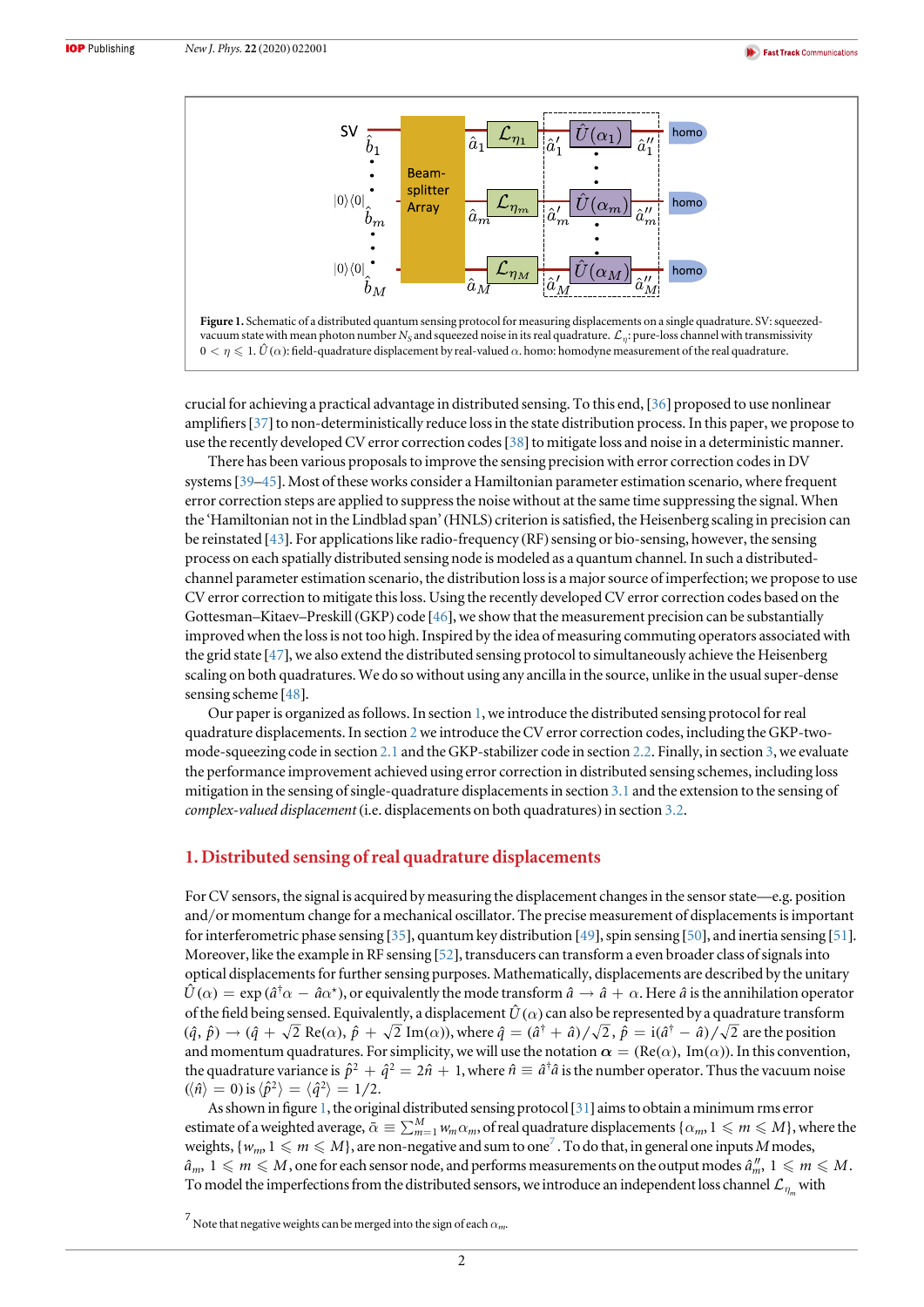Figure 1. Schematic of a distributed quantum sensing protocol for measuring displacements on a single quadrature. SV: squeezed-vacuum state with mean photon number $N_S$ and squeezed noise in its real quadrature. $\mathcal{L}_\eta$: pure-loss channel with transmissivity $0 < \eta \leqslant 1$. $\hat{U}(\alpha)$: field-quadrature displacement by real-valued $\alpha$. homo: homodyne measurement of the real quadrature.

crucial for achieving a practical advantage in distributed sensing. To this end, [36] proposed to use nonlinear amplifiers [37] to non-deterministically reduce loss in the state distribution process. In this paper, we propose to use the recently developed CV error correction codes [38] to mitigate loss and noise in a deterministic manner.

There has been various proposals to improve the sensing precision with error correction codes in DV systems [39–45]. Most of these works consider a Hamiltonian parameter estimation scenario, where frequent error correction steps are applied to suppress the noise without at the same time suppressing the signal. When the 'Hamiltonian not in the Lindblad span' (HNLS) criterion is satisfied, the Heisenberg scaling in precision can be reinstated [43]. For applications like radio-frequency (RF) sensing or bio-sensing, however, the sensing process on each spatially distributed sensing node is modeled as a quantum channel. In such a distributed-channel parameter estimation scenario, the distribution loss is a major source of imperfection; we propose to use CV error correction to mitigate this loss. Using the recently developed CV error correction codes based on the Gottesman–Kitaev–Preskill (GKP) code [46], we show that the measurement precision can be substantially improved when the loss is not too high. Inspired by the idea of measuring commuting operators associated with the grid state [47], we also extend the distributed sensing protocol to simultaneously achieve the Heisenberg scaling on both quadratures. We do so without using any ancilla in the source, unlike in the usual super-dense sensing scheme [48].

Our paper is organized as follows. In section 1, we introduce the distributed sensing protocol for real quadrature displacements. In section 2 we introduce the CV error correction codes, including the GKP-two-mode-squeezing code in section 2.1 and the GKP-stabilizer code in section 2.2. Finally, in section 3, we evaluate the performance improvement achieved using error correction in distributed sensing schemes, including loss mitigation in the sensing of single-quadrature displacements in section 3.1 and the extension to the sensing of *complex-valued displacement* (i.e. displacements on both quadratures) in section 3.2.

## 1. Distributed sensing of real quadrature displacements

For CV sensors, the signal is acquired by measuring the displacement changes in the sensor state—e.g. position and/or momentum change for a mechanical oscillator. The precise measurement of displacements is important for interferometric phase sensing [35], quantum key distribution [49], spin sensing [50], and inertia sensing [51]. Moreover, like the example in RF sensing [52], transducers can transform a even broader class of signals into optical displacements for further sensing purposes. Mathematically, displacements are described by the unitary $\hat{U}(\alpha) = \exp(\hat{a}^\dagger\alpha - \hat{a}\alpha^\star)$, or equivalently the mode transform $\hat{a} \to \hat{a} + \alpha$. Here $\hat{a}$ is the annihilation operator of the field being sensed. Equivalently, a displacement $\hat{U}(\alpha)$ can also be represented by a quadrature transform $(\hat{q}, \hat{p}) \to (\hat{q} + \sqrt{2}\,\mathrm{Re}(\alpha), \hat{p} + \sqrt{2}\,\mathrm{Im}(\alpha))$, where $\hat{q} = (\hat{a}^\dagger + \hat{a})/\sqrt{2}$, $\hat{p} = \mathrm{i}(\hat{a}^\dagger - \hat{a})/\sqrt{2}$ are the position and momentum quadratures. For simplicity, we will use the notation $\boldsymbol{\alpha} = (\mathrm{Re}(\alpha), \mathrm{Im}(\alpha))$. In this convention, the quadrature variance is $\hat{p}^2 + \hat{q}^2 = 2\hat{n} + 1$, where $\hat{n} \equiv \hat{a}^\dagger\hat{a}$ is the number operator. Thus the vacuum noise $(\langle\hat{n}\rangle = 0)$ is $\langle\hat{p}^2\rangle = \langle\hat{q}^2\rangle = 1/2$.

As shown in figure 1, the original distributed sensing protocol [31] aims to obtain a minimum rms error estimate of a weighted average, $\bar{\alpha} \equiv \sum_{m=1}^{M} w_m\alpha_m$, of real quadrature displacements $\{\alpha_m, 1 \leqslant m \leqslant M\}$, where the weights, $\{w_m, 1 \leqslant m \leqslant M\}$, are non-negative and sum to one[7]. To do that, in general one inputs $M$ modes, $\hat{a}_m$, $1 \leqslant m \leqslant M$, one for each sensor node, and performs measurements on the output modes $\hat{a}''_m$, $1 \leqslant m \leqslant M$. To model the imperfections from the distributed sensors, we introduce an independent loss channel $\mathcal{L}_{\eta_m}$ with

[7] Note that negative weights can be merged into the sign of each $\alpha_m$.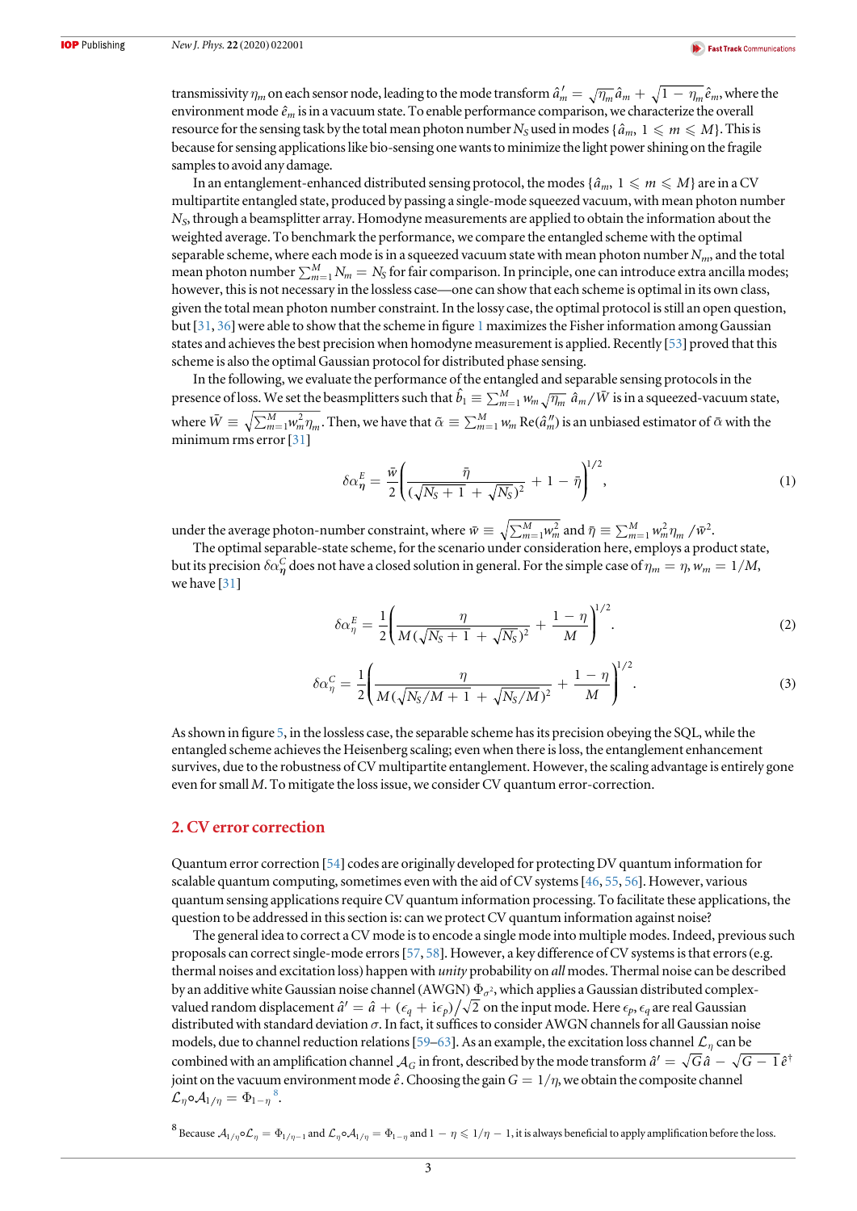transmissivity $\eta_m$ on each sensor node, leading to the mode transform $\hat{a}_m' = \sqrt{\eta_m}\hat{a}_m + \sqrt{1-\eta_m}\hat{e}_m$, where the environment mode $\hat{e}_m$ is in a vacuum state. To enable performance comparison, we characterize the overall resource for the sensing task by the total mean photon number $N_S$ used in modes $\{\hat{a}_m, 1 \leqslant m \leqslant M\}$. This is because for sensing applications like bio-sensing one wants to minimize the light power shining on the fragile samples to avoid any damage.

In an entanglement-enhanced distributed sensing protocol, the modes $\{\hat{a}_m, 1 \leqslant m \leqslant M\}$ are in a CV multipartite entangled state, produced by passing a single-mode squeezed vacuum, with mean photon number $N_S$, through a beamsplitter array. Homodyne measurements are applied to obtain the information about the weighted average. To benchmark the performance, we compare the entangled scheme with the optimal separable scheme, where each mode is in a squeezed vacuum state with mean photon number $N_m$, and the total mean photon number $\sum_{m=1}^{M} N_m = N_S$ for fair comparison. In principle, one can introduce extra ancilla modes; however, this is not necessary in the lossless case—one can show that each scheme is optimal in its own class, given the total mean photon number constraint. In the lossy case, the optimal protocol is still an open question, but [31, 36] were able to show that the scheme in figure 1 maximizes the Fisher information among Gaussian states and achieves the best precision when homodyne measurement is applied. Recently [53] proved that this scheme is also the optimal Gaussian protocol for distributed phase sensing.

In the following, we evaluate the performance of the entangled and separable sensing protocols in the presence of loss. We set the beamsplitters such that $\hat{b}_1 \equiv \sum_{m=1}^{M} w_m \sqrt{\eta_m}\, \hat{a}_m / \tilde{W}$ is in a squeezed-vacuum state, where $\tilde{W} \equiv \sqrt{\sum_{m=1}^{M} w_m^2 \eta_m}$. Then, we have that $\tilde{\alpha} \equiv \sum_{m=1}^{M} w_m \,\mathrm{Re}(\hat{a}_m'')$ is an unbiased estimator of $\bar{\alpha}$ with the minimum rms error [31]

$$\delta\alpha_{\boldsymbol{\eta}}^{E} = \frac{\bar{w}}{2}\left(\frac{\bar{\eta}}{(\sqrt{N_S+1}+\sqrt{N_S})^2} + 1 - \bar{\eta}\right)^{1/2}, \tag{1}$$

under the average photon-number constraint, where $\bar{w} \equiv \sqrt{\sum_{m=1}^{M} w_m^2}$ and $\bar{\eta} \equiv \sum_{m=1}^{M} w_m^2 \eta_m / \bar{w}^2$.

The optimal separable-state scheme, for the scenario under consideration here, employs a product state, but its precision $\delta\alpha_{\boldsymbol{\eta}}^{C}$ does not have a closed solution in general. For the simple case of $\eta_m = \eta$, $w_m = 1/M$, we have [31]

$$\delta\alpha_{\eta}^{E} = \frac{1}{2}\left(\frac{\eta}{M(\sqrt{N_S+1}+\sqrt{N_S})^2} + \frac{1-\eta}{M}\right)^{1/2}. \tag{2}$$

$$\delta\alpha_{\eta}^{C} = \frac{1}{2}\left(\frac{\eta}{M(\sqrt{N_S/M+1}+\sqrt{N_S/M})^2} + \frac{1-\eta}{M}\right)^{1/2}. \tag{3}$$

As shown in figure 5, in the lossless case, the separable scheme has its precision obeying the SQL, while the entangled scheme achieves the Heisenberg scaling; even when there is loss, the entanglement enhancement survives, due to the robustness of CV multipartite entanglement. However, the scaling advantage is entirely gone even for small $M$. To mitigate the loss issue, we consider CV quantum error-correction.

## 2. CV error correction

Quantum error correction [54] codes are originally developed for protecting DV quantum information for scalable quantum computing, sometimes even with the aid of CV systems [46, 55, 56]. However, various quantum sensing applications require CV quantum information processing. To facilitate these applications, the question to be addressed in this section is: can we protect CV quantum information against noise?

The general idea to correct a CV mode is to encode a single mode into multiple modes. Indeed, previous such proposals can correct single-mode errors [57, 58]. However, a key difference of CV systems is that errors (e.g. thermal noises and excitation loss) happen with *unity* probability on *all* modes. Thermal noise can be described by an additive white Gaussian noise channel (AWGN) $\Phi_{\sigma^2}$, which applies a Gaussian distributed complex-valued random displacement $\hat{a}' = \hat{a} + (\epsilon_q + i\epsilon_p)/\sqrt{2}$ on the input mode. Here $\epsilon_p, \epsilon_q$ are real Gaussian distributed with standard deviation $\sigma$. In fact, it suffices to consider AWGN channels for all Gaussian noise models, due to channel reduction relations [59–63]. As an example, the excitation loss channel $\mathcal{L}_\eta$ can be combined with an amplification channel $\mathcal{A}_G$ in front, described by the mode transform $\hat{a}' = \sqrt{G}\hat{a} - \sqrt{G-1}\,\hat{e}^\dagger$ joint on the vacuum environment mode $\hat{e}$. Choosing the gain $G = 1/\eta$, we obtain the composite channel $\mathcal{L}_\eta \circ \mathcal{A}_{1/\eta} = \Phi_{1-\eta}$[8].

[8] Because $\mathcal{A}_{1/\eta} \circ \mathcal{L}_\eta = \Phi_{1/\eta-1}$ and $\mathcal{L}_\eta \circ \mathcal{A}_{1/\eta} = \Phi_{1-\eta}$ and $1-\eta \leqslant 1/\eta - 1$, it is always beneficial to apply amplification before the loss.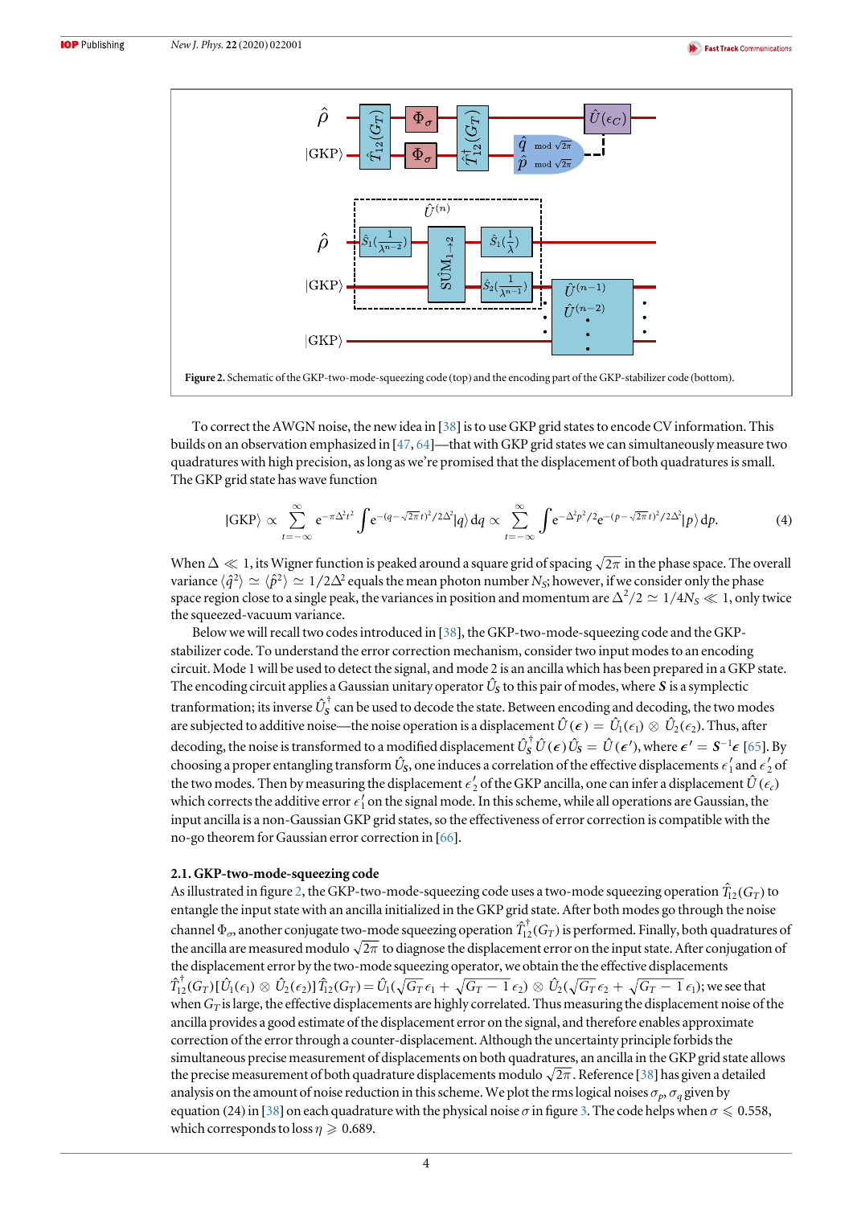**Figure 2.** Schematic of the GKP-two-mode-squeezing code (top) and the encoding part of the GKP-stabilizer code (bottom).

To correct the AWGN noise, the new idea in [38] is to use GKP grid states to encode CV information. This builds on an observation emphasized in [47, 64]—that with GKP grid states we can simultaneously measure two quadratures with high precision, as long as we're promised that the displacement of both quadratures is small. The GKP grid state has wave function

$$|\mathrm{GKP}\rangle \propto \sum_{t=-\infty}^{\infty} \mathrm{e}^{-\pi\Delta^2 t^2}\int \mathrm{e}^{-(q-\sqrt{2\pi}t)^2/2\Delta^2}|q\rangle\,\mathrm{d}q \propto \sum_{t=-\infty}^{\infty}\int \mathrm{e}^{-\Delta^2 p^2/2}\mathrm{e}^{-(p-\sqrt{2\pi}t)^2/2\Delta^2}|p\rangle\,\mathrm{d}p. \tag{4}$$

When $\Delta \ll 1$, its Wigner function is peaked around a square grid of spacing $\sqrt{2\pi}$ in the phase space. The overall variance $\langle \hat{q}^2\rangle \simeq \langle \hat{p}^2\rangle \simeq 1/2\Delta^2$ equals the mean photon number $N_S$; however, if we consider only the phase space region close to a single peak, the variances in position and momentum are $\Delta^2/2 \simeq 1/4N_S \ll 1$, only twice the squeezed-vacuum variance.

Below we will recall two codes introduced in [38], the GKP-two-mode-squeezing code and the GKP-stabilizer code. To understand the error correction mechanism, consider two input modes to an encoding circuit. Mode 1 will be used to detect the signal, and mode 2 is an ancilla which has been prepared in a GKP state. The encoding circuit applies a Gaussian unitary operator $\hat{U}_S$ to this pair of modes, where $\boldsymbol{S}$ is a symplectic tranformation; its inverse $\hat{U}_S^\dagger$ can be used to decode the state. Between encoding and decoding, the two modes are subjected to additive noise—the noise operation is a displacement $\hat{U}(\boldsymbol{\epsilon}) = \hat{U}_1(\epsilon_1)\otimes\hat{U}_2(\epsilon_2)$. Thus, after decoding, the noise is transformed to a modified displacement $\hat{U}_S^\dagger\hat{U}(\boldsymbol{\epsilon})\hat{U}_S = \hat{U}(\boldsymbol{\epsilon}')$, where $\boldsymbol{\epsilon}' = \boldsymbol{S}^{-1}\boldsymbol{\epsilon}$ [65]. By choosing a proper entangling transform $\hat{U}_S$, one induces a correlation of the effective displacements $\epsilon_1'$ and $\epsilon_2'$ of the two modes. Then by measuring the displacement $\epsilon_2'$ of the GKP ancilla, one can infer a displacement $\hat{U}(\epsilon_c)$ which corrects the additive error $\epsilon_1'$ on the signal mode. In this scheme, while all operations are Gaussian, the input ancilla is a non-Gaussian GKP grid states, so the effectiveness of error correction is compatible with the no-go theorem for Gaussian error correction in [66].

### 2.1. GKP-two-mode-squeezing code

As illustrated in figure 2, the GKP-two-mode-squeezing code uses a two-mode squeezing operation $\hat{T}_{12}(G_T)$ to entangle the input state with an ancilla initialized in the GKP grid state. After both modes go through the noise channel $\Phi_\sigma$, another conjugate two-mode squeezing operation $\hat{T}_{12}^\dagger(G_T)$ is performed. Finally, both quadratures of the ancilla are measured modulo $\sqrt{2\pi}$ to diagnose the displacement error on the input state. After conjugation of the displacement error by the two-mode squeezing operator, we obtain the the effective displacements $\hat{T}_{12}^\dagger(G_T)[\hat{U}_1(\epsilon_1)\otimes\hat{U}_2(\epsilon_2)]\hat{T}_{12}(G_T) = \hat{U}_1(\sqrt{G_T}\,\epsilon_1 + \sqrt{G_T-1}\,\epsilon_2)\otimes\hat{U}_2(\sqrt{G_T}\,\epsilon_2 + \sqrt{G_T-1}\,\epsilon_1)$; we see that when $G_T$ is large, the effective displacements are highly correlated. Thus measuring the displacement noise of the ancilla provides a good estimate of the displacement error on the signal, and therefore enables approximate correction of the error through a counter-displacement. Although the uncertainty principle forbids the simultaneous precise measurement of displacements on both quadratures, an ancilla in the GKP grid state allows the precise measurement of both quadrature displacements modulo $\sqrt{2\pi}$. Reference [38] has given a detailed analysis on the amount of noise reduction in this scheme. We plot the rms logical noises $\sigma_p, \sigma_q$ given by equation (24) in [38] on each quadrature with the physical noise $\sigma$ in figure 3. The code helps when $\sigma \leqslant 0.558$, which corresponds to loss $\eta \geqslant 0.689$.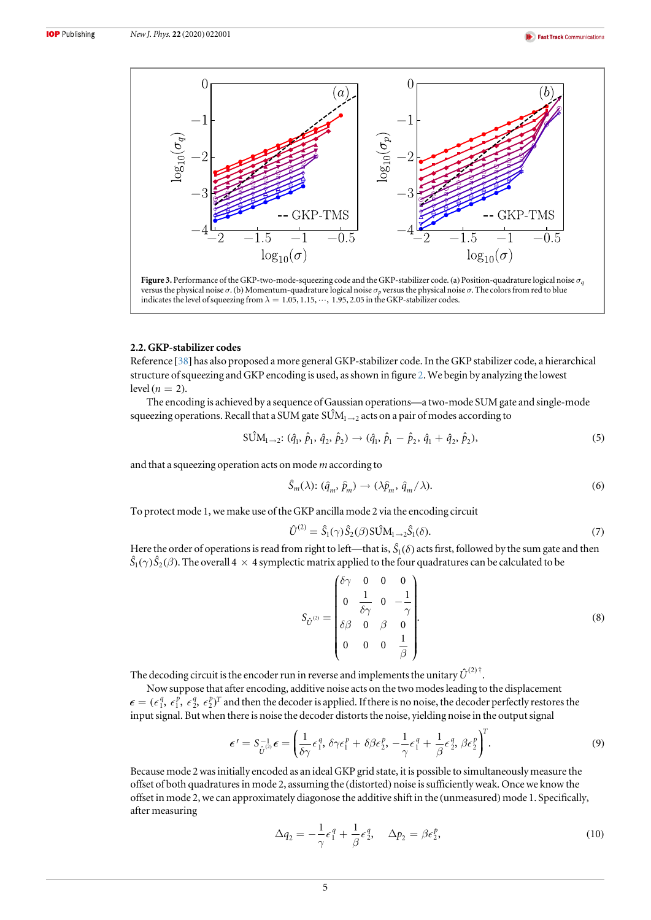**Figure 3.** Performance of the GKP-two-mode-squeezing code and the GKP-stabilizer code. (a) Position-quadrature logical noise $\sigma_q$ versus the physical noise $\sigma$. (b) Momentum-quadrature logical noise $\sigma_p$ versus the physical noise $\sigma$. The colors from red to blue indicates the level of squeezing from $\lambda = 1.05, 1.15, \cdots, 1.95, 2.05$ in the GKP-stabilizer codes.

### 2.2. GKP-stabilizer codes

Reference [38] has also proposed a more general GKP-stabilizer code. In the GKP stabilizer code, a hierarchical structure of squeezing and GKP encoding is used, as shown in figure 2. We begin by analyzing the lowest level ($n = 2$).

The encoding is achieved by a sequence of Gaussian operations—a two-mode SUM gate and single-mode squeezing operations. Recall that a SUM gate $\hat{\text{SUM}}_{1\to 2}$ acts on a pair of modes according to

$$\hat{\text{SUM}}_{1\to 2}\colon (\hat{q}_1, \hat{p}_1, \hat{q}_2, \hat{p}_2) \to (\hat{q}_1, \hat{p}_1 - \hat{p}_2, \hat{q}_1 + \hat{q}_2, \hat{p}_2), \tag{5}$$

and that a squeezing operation acts on mode $m$ according to

$$\hat{S}_m(\lambda)\colon (\hat{q}_m, \hat{p}_m) \to (\lambda \hat{p}_m, \hat{q}_m/\lambda). \tag{6}$$

To protect mode 1, we make use of the GKP ancilla mode 2 via the encoding circuit

$$\hat{U}^{(2)} = \hat{S}_1(\gamma)\hat{S}_2(\beta)\hat{\text{SUM}}_{1\to 2}\hat{S}_1(\delta). \tag{7}$$

Here the order of operations is read from right to left—that is, $\hat{S}_1(\delta)$ acts first, followed by the sum gate and then $\hat{S}_1(\gamma)\hat{S}_2(\beta)$. The overall $4 \times 4$ symplectic matrix applied to the four quadratures can be calculated to be

$$S_{\hat{U}^{(2)}} = \begin{pmatrix} \delta\gamma & 0 & 0 & 0 \\ 0 & \dfrac{1}{\delta\gamma} & 0 & -\dfrac{1}{\gamma} \\ \delta\beta & 0 & \beta & 0 \\ 0 & 0 & 0 & \dfrac{1}{\beta} \end{pmatrix}. \tag{8}$$

The decoding circuit is the encoder run in reverse and implements the unitary $\hat{U}^{(2)\dagger}$.

Now suppose that after encoding, additive noise acts on the two modes leading to the displacement $\boldsymbol{\epsilon} = (\epsilon_1^q, \epsilon_1^p, \epsilon_2^q, \epsilon_2^p)^T$ and then the decoder is applied. If there is no noise, the decoder perfectly restores the input signal. But when there is noise the decoder distorts the noise, yielding noise in the output signal

$$\boldsymbol{\epsilon}' = S_{\hat{U}^{(2)}}^{-1}\boldsymbol{\epsilon} = \left(\frac{1}{\delta\gamma}\epsilon_1^q,\ \delta\gamma\epsilon_1^p + \delta\beta\epsilon_2^p,\ -\frac{1}{\gamma}\epsilon_1^q + \frac{1}{\beta}\epsilon_2^q,\ \beta\epsilon_2^p\right)^T. \tag{9}$$

Because mode 2 was initially encoded as an ideal GKP grid state, it is possible to simultaneously measure the offset of both quadratures in mode 2, assuming the (distorted) noise is sufficiently weak. Once we know the offset in mode 2, we can approximately diagonose the additive shift in the (unmeasured) mode 1. Specifically, after measuring

$$\Delta q_2 = -\frac{1}{\gamma}\epsilon_1^q + \frac{1}{\beta}\epsilon_2^q, \quad \Delta p_2 = \beta\epsilon_2^p, \tag{10}$$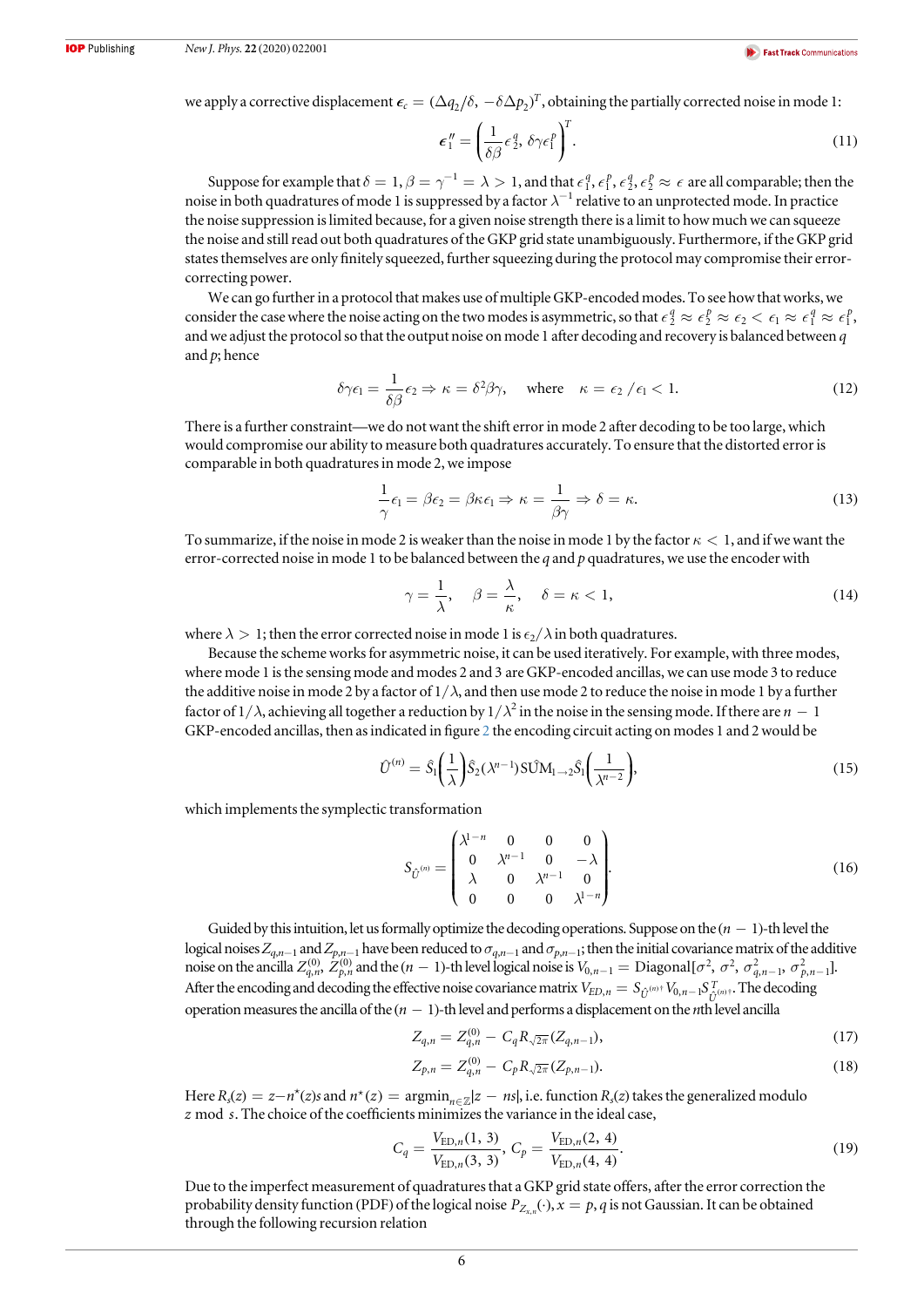we apply a corrective displacement $\boldsymbol{\epsilon}_c = (\Delta q_2/\delta, -\delta\Delta p_2)^T$, obtaining the partially corrected noise in mode 1:

$$\boldsymbol{\epsilon}_1'' = \left(\frac{1}{\delta\beta}\epsilon_2^q, \delta\gamma\epsilon_1^p\right)^T. \tag{11}$$

Suppose for example that $\delta = 1, \beta = \gamma^{-1} = \lambda > 1$, and that $\epsilon_1^q, \epsilon_1^p, \epsilon_2^q, \epsilon_2^p \approx \epsilon$ are all comparable; then the noise in both quadratures of mode 1 is suppressed by a factor $\lambda^{-1}$ relative to an unprotected mode. In practice the noise suppression is limited because, for a given noise strength there is a limit to how much we can squeeze the noise and still read out both quadratures of the GKP grid state unambiguously. Furthermore, if the GKP grid states themselves are only finitely squeezed, further squeezing during the protocol may compromise their error-correcting power.

We can go further in a protocol that makes use of multiple GKP-encoded modes. To see how that works, we consider the case where the noise acting on the two modes is asymmetric, so that $\epsilon_2^q \approx \epsilon_2^p \approx \epsilon_2 < \epsilon_1 \approx \epsilon_1^q \approx \epsilon_1^p$, and we adjust the protocol so that the output noise on mode 1 after decoding and recovery is balanced between $q$ and $p$; hence

$$\delta\gamma\epsilon_1 = \frac{1}{\delta\beta}\epsilon_2 \Rightarrow \kappa = \delta^2\beta\gamma, \quad \text{where} \quad \kappa = \epsilon_2/\epsilon_1 < 1. \tag{12}$$

There is a further constraint—we do not want the shift error in mode 2 after decoding to be too large, which would compromise our ability to measure both quadratures accurately. To ensure that the distorted error is comparable in both quadratures in mode 2, we impose

$$\frac{1}{\gamma}\epsilon_1 = \beta\epsilon_2 = \beta\kappa\epsilon_1 \Rightarrow \kappa = \frac{1}{\beta\gamma} \Rightarrow \delta = \kappa. \tag{13}$$

To summarize, if the noise in mode 2 is weaker than the noise in mode 1 by the factor $\kappa < 1$, and if we want the error-corrected noise in mode 1 to be balanced between the $q$ and $p$ quadratures, we use the encoder with

$$\gamma = \frac{1}{\lambda}, \quad \beta = \frac{\lambda}{\kappa}, \quad \delta = \kappa < 1, \tag{14}$$

where $\lambda > 1$; then the error corrected noise in mode 1 is $\epsilon_2/\lambda$ in both quadratures.

Because the scheme works for asymmetric noise, it can be used iteratively. For example, with three modes, where mode 1 is the sensing mode and modes 2 and 3 are GKP-encoded ancillas, we can use mode 3 to reduce the additive noise in mode 2 by a factor of $1/\lambda$, and then use mode 2 to reduce the noise in mode 1 by a further factor of $1/\lambda$, achieving all together a reduction by $1/\lambda^2$ in the noise in the sensing mode. If there are $n-1$ GKP-encoded ancillas, then as indicated in figure 2 the encoding circuit acting on modes 1 and 2 would be

$$\hat{U}^{(n)} = \hat{S}_1\left(\frac{1}{\lambda}\right)\hat{S}_2(\lambda^{n-1})\,\mathrm{S\hat{U}M}_{1\to 2}\hat{S}_1\left(\frac{1}{\lambda^{n-2}}\right), \tag{15}$$

which implements the symplectic transformation

$$S_{\hat{U}^{(n)}} = \begin{pmatrix} \lambda^{1-n} & 0 & 0 & 0 \\ 0 & \lambda^{n-1} & 0 & -\lambda \\ \lambda & 0 & \lambda^{n-1} & 0 \\ 0 & 0 & 0 & \lambda^{1-n} \end{pmatrix}. \tag{16}$$

Guided by this intuition, let us formally optimize the decoding operations. Suppose on the $(n-1)$-th level the logical noises $Z_{q,n-1}$ and $Z_{p,n-1}$ have been reduced to $\sigma_{q,n-1}$ and $\sigma_{p,n-1}$; then the initial covariance matrix of the additive noise on the ancilla $Z_{q,n}^{(0)}, Z_{p,n}^{(0)}$ and the $(n-1)$-th level logical noise is $V_{0,n-1} = \mathrm{Diagonal}[\sigma^2, \sigma^2, \sigma_{q,n-1}^2, \sigma_{p,n-1}^2]$. After the encoding and decoding the effective noise covariance matrix $V_{ED,n} = S_{\hat{U}^{(n)\dagger}} V_{0,n-1} S_{\hat{U}^{(n)\dagger}}^T$. The decoding operation measures the ancilla of the $(n-1)$-th level and performs a displacement on the $n$th level ancilla

$$Z_{q,n} = Z_{q,n}^{(0)} - C_q R_{\sqrt{2\pi}}(Z_{q,n-1}), \tag{17}$$

$$Z_{p,n} = Z_{q,n}^{(0)} - C_p R_{\sqrt{2\pi}}(Z_{p,n-1}). \tag{18}$$

Here $R_s(z) = z - n^\star(z)s$ and $n^\star(z) = \mathrm{argmin}_{n\in\mathbb{Z}}|z - ns|$, i.e. function $R_s(z)$ takes the generalized modulo $z \bmod s$. The choice of the coefficients minimizes the variance in the ideal case,

$$C_q = \frac{V_{\mathrm{ED},n}(1, 3)}{V_{\mathrm{ED},n}(3, 3)},\ C_p = \frac{V_{\mathrm{ED},n}(2, 4)}{V_{\mathrm{ED},n}(4, 4)}. \tag{19}$$

Due to the imperfect measurement of quadratures that a GKP grid state offers, after the error correction the probability density function (PDF) of the logical noise $P_{Z_{x,n}}(\cdot), x = p, q$ is not Gaussian. It can be obtained through the following recursion relation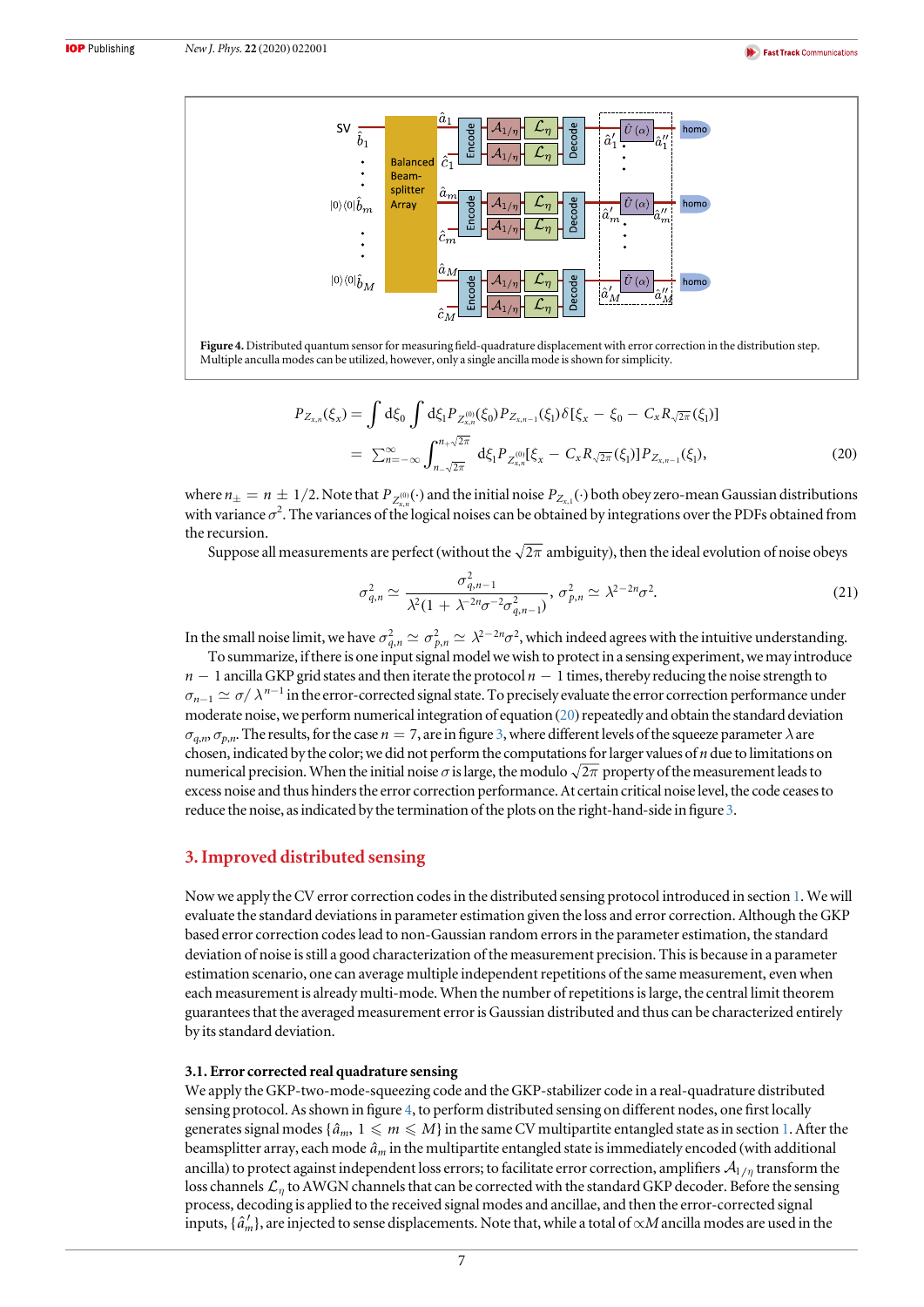Figure 4. Distributed quantum sensor for measuring field-quadrature displacement with error correction in the distribution step. Multiple anculla modes can be utilized, however, only a single ancilla mode is shown for simplicity.

$$
\begin{aligned}
P_{Z_{x,n}}(\xi_x) &= \int \mathrm{d}\xi_0 \int \mathrm{d}\xi_1 P_{Z_{x,n}^{(0)}}(\xi_0) P_{Z_{x,n-1}}(\xi_1) \delta[\xi_x - \xi_0 - C_x R_{\sqrt{2\pi}}(\xi_1)] \\
&= \sum_{n=-\infty}^{\infty} \int_{n_-\sqrt{2\pi}}^{n_+\sqrt{2\pi}} \mathrm{d}\xi_1 P_{Z_{x,n}^{(0)}}[\xi_x - C_x R_{\sqrt{2\pi}}(\xi_1)] P_{Z_{x,n-1}}(\xi_1),
\end{aligned} \tag{20}
$$

where $n_\pm = n \pm 1/2$. Note that $P_{Z_{x,n}^{(0)}}(\cdot)$ and the initial noise $P_{Z_{x,1}}(\cdot)$ both obey zero-mean Gaussian distributions with variance $\sigma^2$. The variances of the logical noises can be obtained by integrations over the PDFs obtained from the recursion.

Suppose all measurements are perfect (without the $\sqrt{2\pi}$ ambiguity), then the ideal evolution of noise obeys

$$
\sigma_{q,n}^2 \simeq \frac{\sigma_{q,n-1}^2}{\lambda^2(1 + \lambda^{-2n}\sigma^{-2}\sigma_{q,n-1}^2)}, \quad \sigma_{p,n}^2 \simeq \lambda^{2-2n}\sigma^2. \tag{21}
$$

In the small noise limit, we have $\sigma_{q,n}^2 \simeq \sigma_{p,n}^2 \simeq \lambda^{2-2n}\sigma^2$, which indeed agrees with the intuitive understanding.

To summarize, if there is one input signal model we wish to protect in a sensing experiment, we may introduce $n-1$ ancilla GKP grid states and then iterate the protocol $n-1$ times, thereby reducing the noise strength to $\sigma_{n-1} \simeq \sigma/\lambda^{n-1}$ in the error-corrected signal state. To precisely evaluate the error correction performance under moderate noise, we perform numerical integration of equation (20) repeatedly and obtain the standard deviation $\sigma_{q,n}, \sigma_{p,n}$. The results, for the case $n=7$, are in figure 3, where different levels of the squeeze parameter $\lambda$ are chosen, indicated by the color; we did not perform the computations for larger values of $n$ due to limitations on numerical precision. When the initial noise $\sigma$ is large, the modulo $\sqrt{2\pi}$ property of the measurement leads to excess noise and thus hinders the error correction performance. At certain critical noise level, the code ceases to reduce the noise, as indicated by the termination of the plots on the right-hand-side in figure 3.

## 3. Improved distributed sensing

Now we apply the CV error correction codes in the distributed sensing protocol introduced in section 1. We will evaluate the standard deviations in parameter estimation given the loss and error correction. Although the GKP based error correction codes lead to non-Gaussian random errors in the parameter estimation, the standard deviation of noise is still a good characterization of the measurement precision. This is because in a parameter estimation scenario, one can average multiple independent repetitions of the same measurement, even when each measurement is already multi-mode. When the number of repetitions is large, the central limit theorem guarantees that the averaged measurement error is Gaussian distributed and thus can be characterized entirely by its standard deviation.

### 3.1. Error corrected real quadrature sensing

We apply the GKP-two-mode-squeezing code and the GKP-stabilizer code in a real-quadrature distributed sensing protocol. As shown in figure 4, to perform distributed sensing on different nodes, one first locally generates signal modes $\{\hat{a}_m, 1 \leqslant m \leqslant M\}$ in the same CV multipartite entangled state as in section 1. After the beamsplitter array, each mode $\hat{a}_m$ in the multipartite entangled state is immediately encoded (with additional ancilla) to protect against independent loss errors; to facilitate error correction, amplifiers $\mathcal{A}_{1/\eta}$ transform the loss channels $\mathcal{L}_\eta$ to AWGN channels that can be corrected with the standard GKP decoder. Before the sensing process, decoding is applied to the received signal modes and ancillae, and then the error-corrected signal inputs, $\{\hat{a}'_m\}$, are injected to sense displacements. Note that, while a total of $\propto M$ ancilla modes are used in the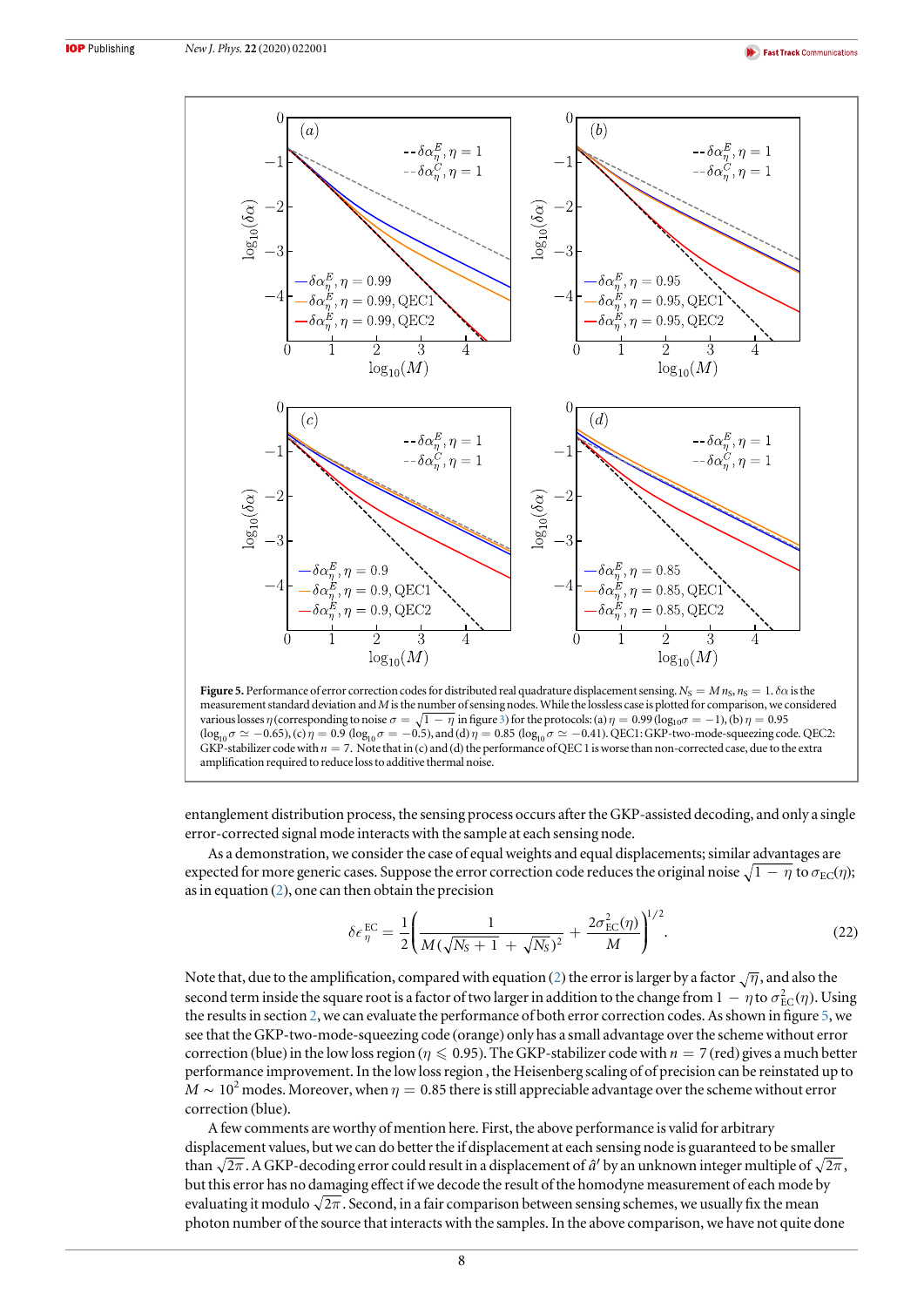**Figure 5.** Performance of error correction codes for distributed real quadrature displacement sensing. $N_S = M n_S, n_S = 1$. $\delta\alpha$ is the measurement standard deviation and $M$ is the number of sensing nodes. While the lossless case is plotted for comparison, we considered various losses $\eta$ (corresponding to noise $\sigma = \sqrt{1-\eta}$ in figure 3) for the protocols: (a) $\eta = 0.99$ ($\log_{10}\sigma = -1$), (b) $\eta = 0.95$ ($\log_{10}\sigma \simeq -0.65$), (c) $\eta = 0.9$ ($\log_{10}\sigma = -0.5$), and (d) $\eta = 0.85$ ($\log_{10}\sigma \simeq -0.41$). QEC1: GKP-two-mode-squeezing code. QEC2: GKP-stabilizer code with $n = 7$. Note that in (c) and (d) the performance of QEC 1 is worse than non-corrected case, due to the extra amplification required to reduce loss to additive thermal noise.

entanglement distribution process, the sensing process occurs after the GKP-assisted decoding, and only a single error-corrected signal mode interacts with the sample at each sensing node.

As a demonstration, we consider the case of equal weights and equal displacements; similar advantages are expected for more generic cases. Suppose the error correction code reduces the original noise $\sqrt{1-\eta}$ to $\sigma_{\text{EC}}(\eta)$; as in equation (2), one can then obtain the precision

$$\delta\epsilon_\eta^{\text{EC}} = \frac{1}{2}\left(\frac{1}{M(\sqrt{N_S+1}+\sqrt{N_S})^2} + \frac{2\sigma_{\text{EC}}^2(\eta)}{M}\right)^{1/2}. \tag{22}$$

Note that, due to the amplification, compared with equation (2) the error is larger by a factor $\sqrt{\eta}$, and also the second term inside the square root is a factor of two larger in addition to the change from $1-\eta$ to $\sigma_{\text{EC}}^2(\eta)$. Using the results in section 2, we can evaluate the performance of both error correction codes. As shown in figure 5, we see that the GKP-two-mode-squeezing code (orange) only has a small advantage over the scheme without error correction (blue) in the low loss region ($\eta \leqslant 0.95$). The GKP-stabilizer code with $n = 7$ (red) gives a much better performance improvement. In the low loss region , the Heisenberg scaling of of precision can be reinstated up to $M \sim 10^2$ modes. Moreover, when $\eta = 0.85$ there is still appreciable advantage over the scheme without error correction (blue).

A few comments are worthy of mention here. First, the above performance is valid for arbitrary displacement values, but we can do better the if displacement at each sensing node is guaranteed to be smaller than $\sqrt{2\pi}$. A GKP-decoding error could result in a displacement of $\hat{a}'$ by an unknown integer multiple of $\sqrt{2\pi}$, but this error has no damaging effect if we decode the result of the homodyne measurement of each mode by evaluating it modulo $\sqrt{2\pi}$. Second, in a fair comparison between sensing schemes, we usually fix the mean photon number of the source that interacts with the samples. In the above comparison, we have not quite done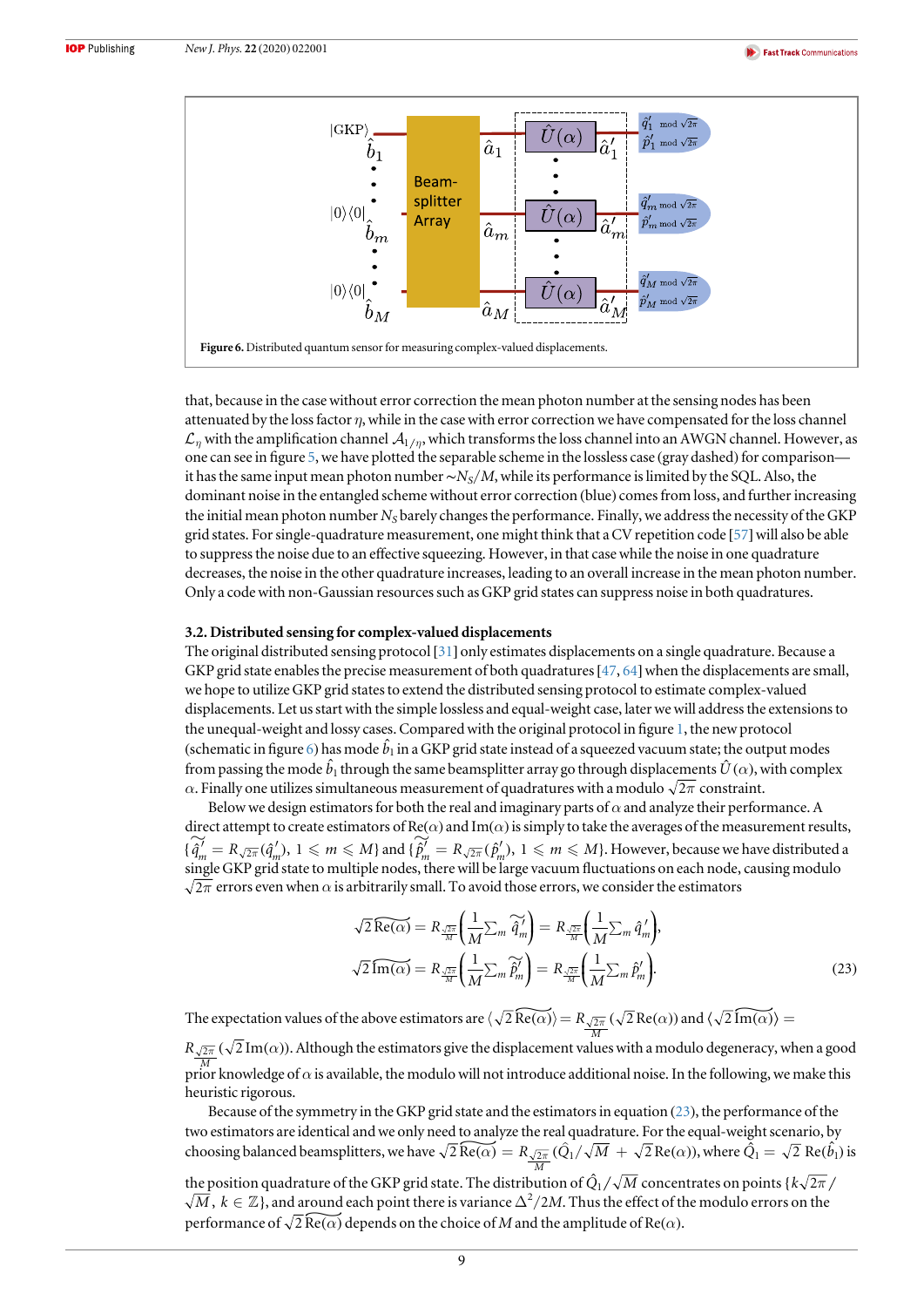Figure 6. Distributed quantum sensor for measuring complex-valued displacements.

that, because in the case without error correction the mean photon number at the sensing nodes has been attenuated by the loss factor $\eta$, while in the case with error correction we have compensated for the loss channel $\mathcal{L}_\eta$ with the amplification channel $\mathcal{A}_{1/\eta}$, which transforms the loss channel into an AWGN channel. However, as one can see in figure 5, we have plotted the separable scheme in the lossless case (gray dashed) for comparison—it has the same input mean photon number $\sim N_S/M$, while its performance is limited by the SQL. Also, the dominant noise in the entangled scheme without error correction (blue) comes from loss, and further increasing the initial mean photon number $N_S$ barely changes the performance. Finally, we address the necessity of the GKP grid states. For single-quadrature measurement, one might think that a CV repetition code [57] will also be able to suppress the noise due to an effective squeezing. However, in that case while the noise in one quadrature decreases, the noise in the other quadrature increases, leading to an overall increase in the mean photon number. Only a code with non-Gaussian resources such as GKP grid states can suppress noise in both quadratures.

### 3.2. Distributed sensing for complex-valued displacements

The original distributed sensing protocol [31] only estimates displacements on a single quadrature. Because a GKP grid state enables the precise measurement of both quadratures [47, 64] when the displacements are small, we hope to utilize GKP grid states to extend the distributed sensing protocol to estimate complex-valued displacements. Let us start with the simple lossless and equal-weight case, later we will address the extensions to the unequal-weight and lossy cases. Compared with the original protocol in figure 1, the new protocol (schematic in figure 6) has mode $\hat{b}_1$ in a GKP grid state instead of a squeezed vacuum state; the output modes from passing the mode $\hat{b}_1$ through the same beamsplitter array go through displacements $\hat{U}(\alpha)$, with complex $\alpha$. Finally one utilizes simultaneous measurement of quadratures with a modulo $\sqrt{2\pi}$ constraint.

Below we design estimators for both the real and imaginary parts of $\alpha$ and analyze their performance. A direct attempt to create estimators of $\mathrm{Re}(\alpha)$ and $\mathrm{Im}(\alpha)$ is simply to take the averages of the measurement results, $\{\widetilde{\hat{q}}_m' = R_{\sqrt{2\pi}}(\hat{q}_m'),\ 1 \leqslant m \leqslant M\}$ and $\{\widetilde{\hat{p}}_m' = R_{\sqrt{2\pi}}(\hat{p}_m'),\ 1 \leqslant m \leqslant M\}$. However, because we have distributed a single GKP grid state to multiple nodes, there will be large vacuum fluctuations on each node, causing modulo $\sqrt{2\pi}$ errors even when $\alpha$ is arbitrarily small. To avoid those errors, we consider the estimators

$$
\begin{aligned}
\sqrt{2}\,\widetilde{\mathrm{Re}(\alpha)} &= R_{\frac{\sqrt{2\pi}}{M}}\left(\frac{1}{M}\sum_m \widetilde{\hat{q}}_m'\right) = R_{\frac{\sqrt{2\pi}}{M}}\left(\frac{1}{M}\sum_m \hat{q}_m'\right),\\
\sqrt{2}\,\widetilde{\mathrm{Im}(\alpha)} &= R_{\frac{\sqrt{2\pi}}{M}}\left(\frac{1}{M}\sum_m \widetilde{\hat{p}}_m'\right) = R_{\frac{\sqrt{2\pi}}{M}}\left(\frac{1}{M}\sum_m \hat{p}_m'\right).
\end{aligned}
\tag{23}
$$

The expectation values of the above estimators are $\langle \sqrt{2}\,\widetilde{\mathrm{Re}(\alpha)}\rangle = R_{\frac{\sqrt{2\pi}}{M}}(\sqrt{2}\,\mathrm{Re}(\alpha))$ and $\langle \sqrt{2}\,\widetilde{\mathrm{Im}(\alpha)}\rangle = R_{\frac{\sqrt{2\pi}}{M}}(\sqrt{2}\,\mathrm{Im}(\alpha))$. Although the estimators give the displacement values with a modulo degeneracy, when a good prior knowledge of $\alpha$ is available, the modulo will not introduce additional noise. In the following, we make this heuristic rigorous.

Because of the symmetry in the GKP grid state and the estimators in equation (23), the performance of the two estimators are identical and we only need to analyze the real quadrature. For the equal-weight scenario, by choosing balanced beamsplitters, we have $\sqrt{2}\,\widetilde{\mathrm{Re}(\alpha)} = R_{\frac{\sqrt{2\pi}}{M}}(\hat{Q}_1/\sqrt{M} + \sqrt{2}\,\mathrm{Re}(\alpha))$, where $\hat{Q}_1 = \sqrt{2}\,\mathrm{Re}(\hat{b}_1)$ is the position quadrature of the GKP grid state. The distribution of $\hat{Q}_1/\sqrt{M}$ concentrates on points $\{k\sqrt{2\pi}/\sqrt{M},\ k \in \mathbb{Z}\}$, and around each point there is variance $\Delta^2/2M$. Thus the effect of the modulo errors on the performance of $\sqrt{2}\,\widetilde{\mathrm{Re}(\alpha)}$ depends on the choice of $M$ and the amplitude of $\mathrm{Re}(\alpha)$.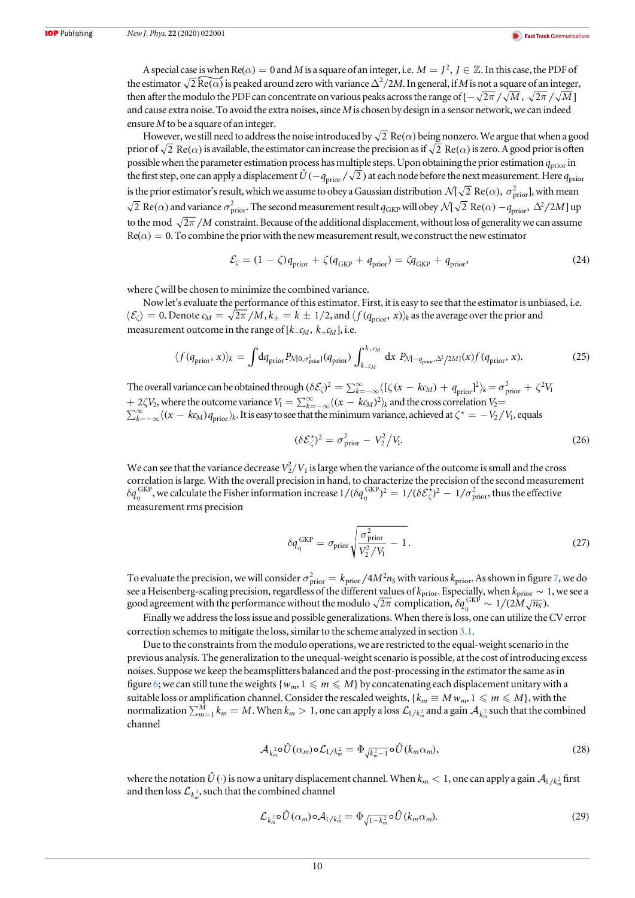A special case is when $\mathrm{Re}(\alpha) = 0$ and $M$ is a square of an integer, i.e. $M = J^2$, $J \in \mathbb{Z}$. In this case, the PDF of the estimator $\sqrt{2}\,\widehat{\mathrm{Re}(\alpha)}$ is peaked around zero with variance $\Delta^2/2M$. In general, if $M$ is not a square of an integer, then after the modulo the PDF can concentrate on various peaks across the range of $[-\sqrt{2\pi}/\sqrt{M},\ \sqrt{2\pi}/\sqrt{M}]$ and cause extra noise. To avoid the extra noises, since $M$ is chosen by design in a sensor network, we can indeed ensure $M$ to be a square of an integer.

However, we still need to address the noise introduced by $\sqrt{2}\ \mathrm{Re}(\alpha)$ being nonzero. We argue that when a good prior of $\sqrt{2}\ \mathrm{Re}(\alpha)$ is available, the estimator can increase the precision as if $\sqrt{2}\ \mathrm{Re}(\alpha)$ is zero. A good prior is often possible when the parameter estimation process has multiple steps. Upon obtaining the prior estimation $q_{\mathrm{prior}}$ in the first step, one can apply a displacement $\hat{U}(-q_{\mathrm{prior}}/\sqrt{2})$ at each node before the next measurement. Here $q_{\mathrm{prior}}$ is the prior estimator's result, which we assume to obey a Gaussian distribution $\mathcal{N}[\sqrt{2}\ \mathrm{Re}(\alpha),\ \sigma^2_{\mathrm{prior}}]$, with mean $\sqrt{2}\ \mathrm{Re}(\alpha)$ and variance $\sigma^2_{\mathrm{prior}}$. The second measurement result $q_{\mathrm{GKP}}$ will obey $\mathcal{N}[\sqrt{2}\ \mathrm{Re}(\alpha) - q_{\mathrm{prior}},\ \Delta^2/2M]$ up to the mod $\sqrt{2\pi}/M$ constraint. Because of the additional displacement, without loss of generality we can assume $\mathrm{Re}(\alpha) = 0$. To combine the prior with the new measurement result, we construct the new estimator

$$\mathcal{E}_\zeta = (1-\zeta)q_{\mathrm{prior}} + \zeta(q_{\mathrm{GKP}} + q_{\mathrm{prior}}) = \zeta q_{\mathrm{GKP}} + q_{\mathrm{prior}}, \tag{24}$$

where $\zeta$ will be chosen to minimize the combined variance.

Now let's evaluate the performance of this estimator. First, it is easy to see that the estimator is unbiased, i.e. $\langle \mathcal{E}_\zeta \rangle = 0$. Denote $c_M = \sqrt{2\pi}/M$, $k_\pm = k \pm 1/2$, and $\langle f(q_{\mathrm{prior}}, x)\rangle_k$ as the average over the prior and measurement outcome in the range of $[k_- c_M,\ k_+ c_M]$, i.e.

$$\langle f(q_{\mathrm{prior}}, x)\rangle_k = \int \mathrm{d}q_{\mathrm{prior}} P_{\mathcal{N}[0,\sigma^2_{\mathrm{prior}}]}(q_{\mathrm{prior}}) \int_{k_- c_M}^{k_+ c_M} \mathrm{d}x\ P_{\mathcal{N}[-q_{\mathrm{prior}},\Delta^2/2M]}(x) f(q_{\mathrm{prior}}, x). \tag{25}$$

The overall variance can be obtained through $(\delta\mathcal{E}_\zeta)^2 = \sum_{k=-\infty}^{\infty}\langle[\zeta(x - kc_M) + q_{\mathrm{prior}}]^2\rangle_k = \sigma^2_{\mathrm{prior}} + \zeta^2 V_1 + 2\zeta V_2$, where the outcome variance $V_1 = \sum_{k=-\infty}^{\infty}\langle(x - kc_M)^2\rangle_k$ and the cross correlation $V_2 = \sum_{k=-\infty}^{\infty}\langle(x - kc_M)q_{\mathrm{prior}}\rangle_k$. It is easy to see that the minimum variance, achieved at $\zeta^\star = -V_2/V_1$, equals

$$(\delta\mathcal{E}^\star_\zeta)^2 = \sigma^2_{\mathrm{prior}} - V_2^2/V_1. \tag{26}$$

We can see that the variance decrease $V_2^2/V_1$ is large when the variance of the outcome is small and the cross correlation is large. With the overall precision in hand, to characterize the precision of the second measurement $\delta q_\eta^{\mathrm{GKP}}$, we calculate the Fisher information increase $1/(\delta q_\eta^{\mathrm{GKP}})^2 = 1/(\delta\mathcal{E}^\star_\zeta)^2 - 1/\sigma^2_{\mathrm{prior}}$, thus the effective measurement rms precision

$$\delta q_\eta^{\mathrm{GKP}} = \sigma_{\mathrm{prior}}\sqrt{\frac{\sigma^2_{\mathrm{prior}}}{V_2^2/V_1} - 1}. \tag{27}$$

To evaluate the precision, we will consider $\sigma^2_{\mathrm{prior}} = k_{\mathrm{prior}}/4M^2 n_S$ with various $k_{\mathrm{prior}}$. As shown in figure 7, we do see a Heisenberg-scaling precision, regardless of the different values of $k_{\mathrm{prior}}$. Especially, when $k_{\mathrm{prior}} \sim 1$, we see a good agreement with the performance without the modulo $\sqrt{2\pi}$ complication, $\delta q_\eta^{\mathrm{GKP}} \sim 1/(2M\sqrt{n_S})$.

Finally we address the loss issue and possible generalizations. When there is loss, one can utilize the CV error correction schemes to mitigate the loss, similar to the scheme analyzed in section 3.1.

Due to the constraints from the modulo operations, we are restricted to the equal-weight scenario in the previous analysis. The generalization to the unequal-weight scenario is possible, at the cost of introducing excess noises. Suppose we keep the beamsplitters balanced and the post-processing in the estimator the same as in figure 6; we can still tune the weights $\{w_m, 1 \leqslant m \leqslant M\}$ by concatenating each displacement unitary with a suitable loss or amplification channel. Consider the rescaled weights, $\{k_m \equiv M w_m, 1 \leqslant m \leqslant M\}$, with the normalization $\sum_{m=1}^{M} k_m = M$. When $k_m > 1$, one can apply a loss $\mathcal{L}_{1/k_m^2}$ and a gain $\mathcal{A}_{k_m^2}$ such that the combined channel

$$\mathcal{A}_{k_m^2} \circ \hat{U}(\alpha_m) \circ \mathcal{L}_{1/k_m^2} = \Phi_{\sqrt{k_m^2 - 1}} \circ \hat{U}(k_m \alpha_m), \tag{28}$$

where the notation $\hat{U}(\cdot)$ is now a unitary displacement channel. When $k_m < 1$, one can apply a gain $\mathcal{A}_{1/k_m^2}$ first and then loss $\mathcal{L}_{k_m^2}$, such that the combined channel

$$\mathcal{L}_{k_m^2} \circ \hat{U}(\alpha_m) \circ \mathcal{A}_{1/k_m^2} = \Phi_{\sqrt{1 - k_m^2}} \circ \hat{U}(k_m \alpha_m). \tag{29}$$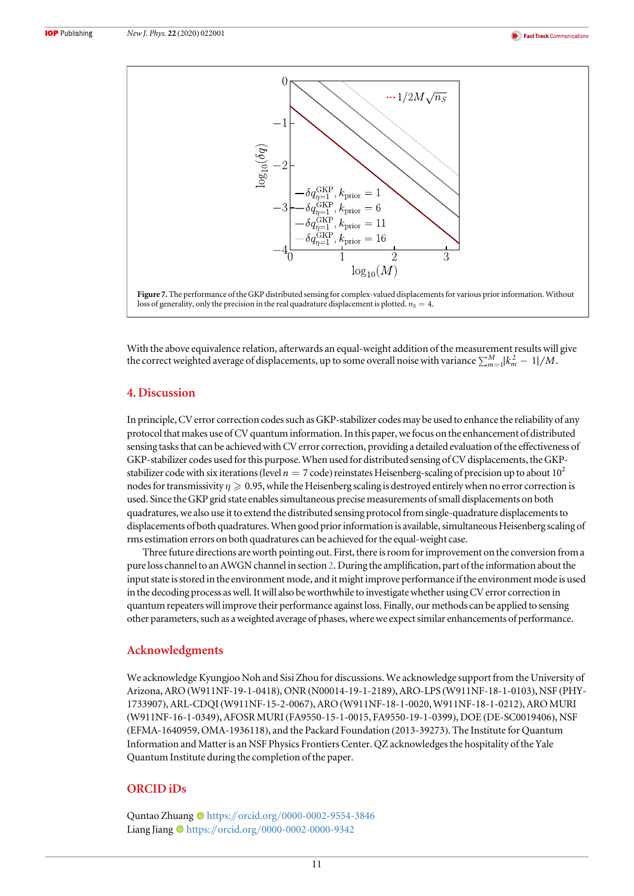**Figure 7.** The performance of the GKP distributed sensing for complex-valued displacements for various prior information. Without loss of generality, only the precision in the real quadrature displacement is plotted. $n_S = 4$.

With the above equivalence relation, afterwards an equal-weight addition of the measurement results will give the correct weighted average of displacements, up to some overall noise with variance $\sum_{m=1}^{M}|k_m^2 - 1|/M$.

## 4. Discussion

In principle, CV error correction codes such as GKP-stabilizer codes may be used to enhance the reliability of any protocol that makes use of CV quantum information. In this paper, we focus on the enhancement of distributed sensing tasks that can be achieved with CV error correction, providing a detailed evaluation of the effectiveness of GKP-stabilizer codes used for this purpose. When used for distributed sensing of CV displacements, the GKP-stabilizer code with six iterations (level $n = 7$ code) reinstates Heisenberg-scaling of precision up to about $10^2$ nodes for transmissivity $\eta \geqslant 0.95$, while the Heisenberg scaling is destroyed entirely when no error correction is used. Since the GKP grid state enables simultaneous precise measurements of small displacements on both quadratures, we also use it to extend the distributed sensing protocol from single-quadrature displacements to displacements of both quadratures. When good prior information is available, simultaneous Heisenberg scaling of rms estimation errors on both quadratures can be achieved for the equal-weight case.

Three future directions are worth pointing out. First, there is room for improvement on the conversion from a pure loss channel to an AWGN channel in section 2. During the amplification, part of the information about the input state is stored in the environment mode, and it might improve performance if the environment mode is used in the decoding process as well. It will also be worthwhile to investigate whether using CV error correction in quantum repeaters will improve their performance against loss. Finally, our methods can be applied to sensing other parameters, such as a weighted average of phases, where we expect similar enhancements of performance.

## Acknowledgments

We acknowledge Kyungjoo Noh and Sisi Zhou for discussions. We acknowledge support from the University of Arizona, ARO (W911NF-19-1-0418), ONR (N00014-19-1-2189), ARO-LPS (W911NF-18-1-0103), NSF (PHY-1733907), ARL-CDQI (W911NF-15-2-0067), ARO (W911NF-18-1-0020, W911NF-18-1-0212), ARO MURI (W911NF-16-1-0349), AFOSR MURI (FA9550-15-1-0015, FA9550-19-1-0399), DOE (DE-SC0019406), NSF (EFMA-1640959, OMA-1936118), and the Packard Foundation (2013-39273). The Institute for Quantum Information and Matter is an NSF Physics Frontiers Center. QZ acknowledges the hospitality of the Yale Quantum Institute during the completion of the paper.

## ORCID iDs

Quntao Zhuang https://orcid.org/0000-0002-9554-3846
Liang Jiang https://orcid.org/0000-0002-0000-9342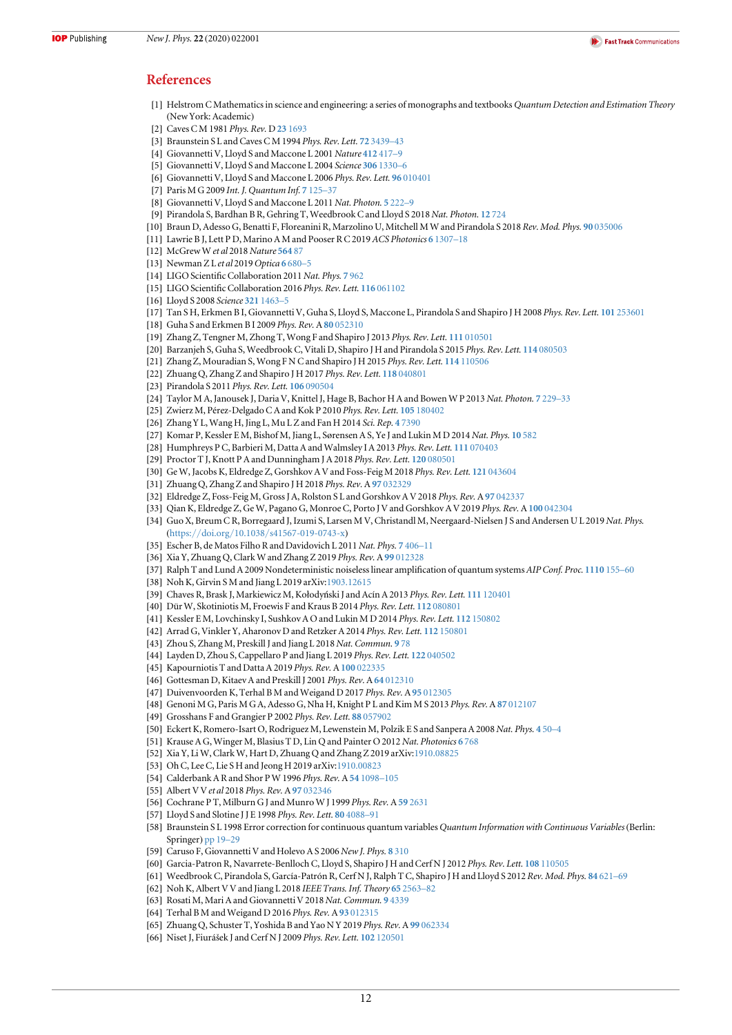## References

[1] Helstrom C Mathematics in science and engineering: a series of monographs and textbooks *Quantum Detection and Estimation Theory* (New York: Academic)

[2] Caves C M 1981 *Phys. Rev.* D **23** 1693

[3] Braunstein S L and Caves C M 1994 *Phys. Rev. Lett.* **72** 3439–43

[4] Giovannetti V, Lloyd S and Maccone L 2001 *Nature* **412** 417–9

[5] Giovannetti V, Lloyd S and Maccone L 2004 *Science* **306** 1330–6

[6] Giovannetti V, Lloyd S and Maccone L 2006 *Phys. Rev. Lett.* **96** 010401

[7] Paris M G 2009 *Int. J. Quantum Inf.* **7** 125–37

[8] Giovannetti V, Lloyd S and Maccone L 2011 *Nat. Photon.* **5** 222–9

[9] Pirandola S, Bardhan B R, Gehring T, Weedbrook C and Lloyd S 2018 *Nat. Photon.* **12** 724

[10] Braun D, Adesso G, Benatti F, Floreanini R, Marzolino U, Mitchell M W and Pirandola S 2018 *Rev. Mod. Phys.* **90** 035006

[11] Lawrie B J, Lett P D, Marino A M and Pooser R C 2019 *ACS Photonics* **6** 1307–18

[12] McGrew W *et al* 2018 *Nature* **564** 87

[13] Newman Z L *et al* 2019 *Optica* **6** 680–5

[14] LIGO Scientific Collaboration 2011 *Nat. Phys.* **7** 962

[15] LIGO Scientific Collaboration 2016 *Phys. Rev. Lett.* **116** 061102

[16] Lloyd S 2008 *Science* **321** 1463–5

[17] Tan S H, Erkmen B I, Giovannetti V, Guha S, Lloyd S, Maccone L, Pirandola S and Shapiro J H 2008 *Phys. Rev. Lett.* **101** 253601

[18] Guha S and Erkmen B I 2009 *Phys. Rev.* A **80** 052310

[19] Zhang Z, Tengner M, Zhong T, Wong F and Shapiro J 2013 *Phys. Rev. Lett.* **111** 010501

[20] Barzanjeh S, Guha S, Weedbrook C, Vitali D, Shapiro J H and Pirandola S 2015 *Phys. Rev. Lett.* **114** 080503

[21] Zhang Z, Mouradian S, Wong F N C and Shapiro J H 2015 *Phys. Rev. Lett.* **114** 110506

[22] Zhuang Q, Zhang Z and Shapiro J H 2017 *Phys. Rev. Lett.* **118** 040801

[23] Pirandola S 2011 *Phys. Rev. Lett.* **106** 090504

[24] Taylor M A, Janousek J, Daria V, Knittel J, Hage B, Bachor H A and Bowen W P 2013 *Nat. Photon.* **7** 229–33

[25] Zwierz M, Pérez-Delgado C A and Kok P 2010 *Phys. Rev. Lett.* **105** 180402

[26] Zhang Y L, Wang H, Jing L, Mu L Z and Fan H 2014 *Sci. Rep.* **4** 7390

[27] Komar P, Kessler E M, Bishof M, Jiang L, Sørensen A S, Ye J and Lukin M D 2014 *Nat. Phys.* **10** 582

[28] Humphreys P C, Barbieri M, Datta A and Walmsley I A 2013 *Phys. Rev. Lett.* **111** 070403

[29] Proctor T J, Knott P A and Dunningham J A 2018 *Phys. Rev. Lett.* **120** 080501

[30] Ge W, Jacobs K, Eldredge Z, Gorshkov A V and Foss-Feig M 2018 *Phys. Rev. Lett.* **121** 043604

[31] Zhuang Q, Zhang Z and Shapiro J H 2018 *Phys. Rev.* A **97** 032329

[32] Eldredge Z, Foss-Feig M, Gross J A, Rolston S L and Gorshkov A V 2018 *Phys. Rev.* A **97** 042337

[33] Qian K, Eldredge Z, Ge W, Pagano G, Monroe C, Porto J V and Gorshkov A V 2019 *Phys. Rev.* A **100** 042304

[34] Guo X, Breum C R, Borregaard J, Izumi S, Larsen M V, Christandl M, Neergaard-Nielsen J S and Andersen U L 2019 *Nat. Phys.* (https://doi.org/10.1038/s41567-019-0743-x)

[35] Escher B, de Matos Filho R and Davidovich L 2011 *Nat. Phys.* **7** 406–11

[36] Xia Y, Zhuang Q, Clark W and Zhang Z 2019 *Phys. Rev.* A **99** 012328

[37] Ralph T and Lund A 2009 Nondeterministic noiseless linear amplification of quantum systems *AIP Conf. Proc.* **1110** 155–60

[38] Noh K, Girvin S M and Jiang L 2019 arXiv:1903.12615

[39] Chaves R, Brask J, Markiewicz M, Kołodyński J and Acín A 2013 *Phys. Rev. Lett.* **111** 120401

[40] Dür W, Skotiniotis M, Froewis F and Kraus B 2014 *Phys. Rev. Lett.* **112** 080801

[41] Kessler E M, Lovchinsky I, Sushkov A O and Lukin M D 2014 *Phys. Rev. Lett.* **112** 150802

[42] Arrad G, Vinkler Y, Aharonov D and Retzker A 2014 *Phys. Rev. Lett.* **112** 150801

[43] Zhou S, Zhang M, Preskill J and Jiang L 2018 *Nat. Commun.* **9** 78

[44] Layden D, Zhou S, Cappellaro P and Jiang L 2019 *Phys. Rev. Lett.* **122** 040502

[45] Kapourniotis T and Datta A 2019 *Phys. Rev.* A **100** 022335

[46] Gottesman D, Kitaev A and Preskill J 2001 *Phys. Rev.* A **64** 012310

[47] Duivenvoorden K, Terhal B M and Weigand D 2017 *Phys. Rev.* A **95** 012305

[48] Genoni M G, Paris M G A, Adesso G, Nha H, Knight P L and Kim M S 2013 *Phys. Rev.* A **87** 012107

[49] Grosshans F and Grangier P 2002 *Phys. Rev. Lett.* **88** 057902

[50] Eckert K, Romero-Isart O, Rodriguez M, Lewenstein M, Polzik E S and Sanpera A 2008 *Nat. Phys.* **4** 50–4

[51] Krause A G, Winger M, Blasius T D, Lin Q and Painter O 2012 *Nat. Photonics* **6** 768

[52] Xia Y, Li W, Clark W, Hart D, Zhuang Q and Zhang Z 2019 arXiv:1910.08825

[53] Oh C, Lee C, Lie S H and Jeong H 2019 arXiv:1910.00823

[54] Calderbank A R and Shor P W 1996 *Phys. Rev.* A **54** 1098–105

[55] Albert V V *et al* 2018 *Phys. Rev.* A **97** 032346

[56] Cochrane P T, Milburn G J and Munro W J 1999 *Phys. Rev.* A **59** 2631

[57] Lloyd S and Slotine J J E 1998 *Phys. Rev. Lett.* **80** 4088–91

[58] Braunstein S L 1998 Error correction for continuous quantum variables *Quantum Information with Continuous Variables* (Berlin: Springer) pp 19–29

[59] Caruso F, Giovannetti V and Holevo A S 2006 *New J. Phys.* **8** 310

[60] Garcia-Patron R, Navarrete-Benlloch C, Lloyd S, Shapiro J H and Cerf N J 2012 *Phys. Rev. Lett.* **108** 110505

[61] Weedbrook C, Pirandola S, García-Patrón R, Cerf N J, Ralph T C, Shapiro J H and Lloyd S 2012 *Rev. Mod. Phys.* **84** 621–69

[62] Noh K, Albert V V and Jiang L 2018 *IEEE Trans. Inf. Theory* **65** 2563–82

[63] Rosati M, Mari A and Giovannetti V 2018 *Nat. Commun.* **9** 4339

[64] Terhal B M and Weigand D 2016 *Phys. Rev.* A **93** 012315

[65] Zhuang Q, Schuster T, Yoshida B and Yao N Y 2019 *Phys. Rev.* A **99** 062334

[66] Niset J, Fiurášek J and Cerf N J 2009 *Phys. Rev. Lett.* **102** 120501